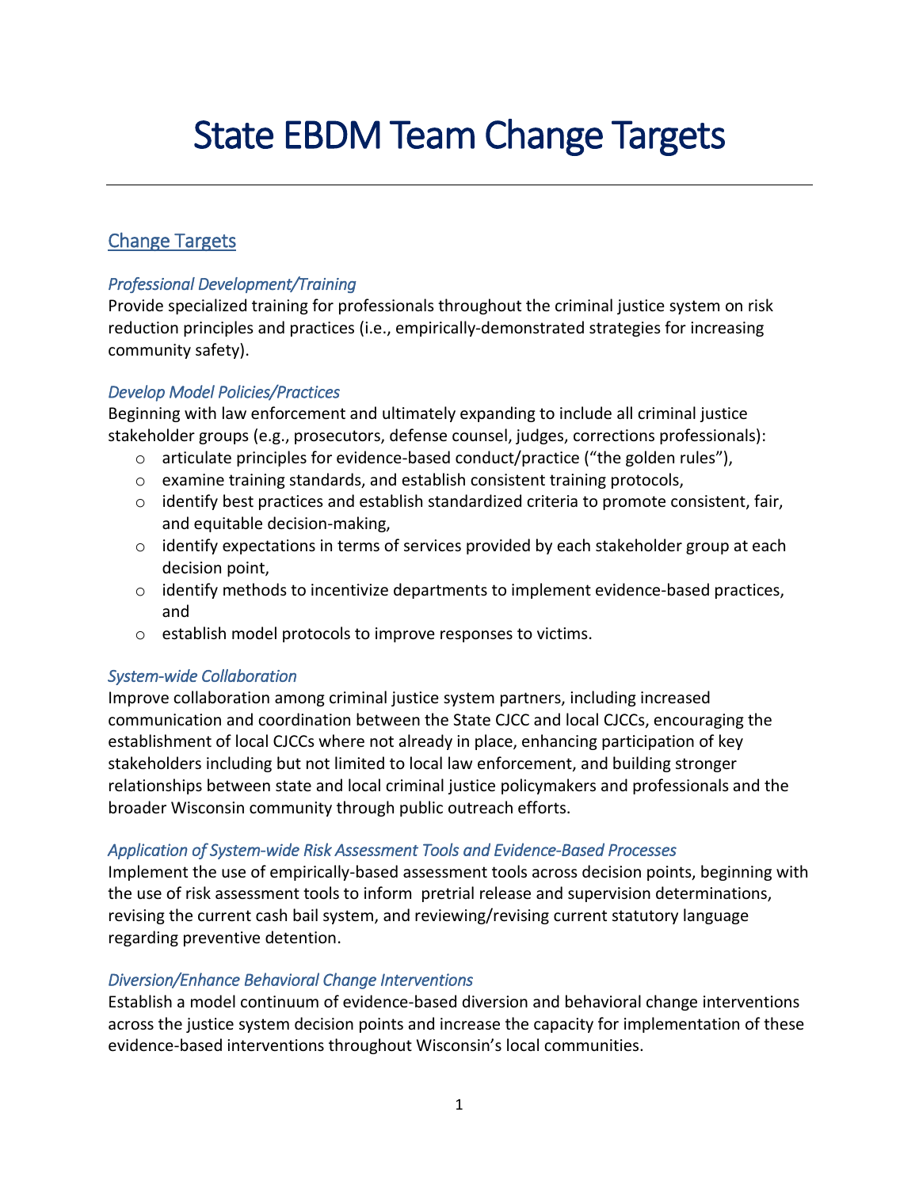# State EBDM Team Change Targets

## Change Targets

### *Professional Development/Training*

Provide specialized training for professionals throughout the criminal justice system on risk reduction principles and practices (i.e., empirically-demonstrated strategies for increasing community safety).

### *Develop Model Policies/Practices*

Beginning with law enforcement and ultimately expanding to include all criminal justice stakeholder groups (e.g., prosecutors, defense counsel, judges, corrections professionals):

- articulate principles for evidence-based conduct/practice ("the golden rules"),
- examine training standards, and establish consistent training protocols,
- identify best practices and establish standardized criteria to promote consistent, fair, and equitable decision-making,
- identify expectations in terms of services provided by each stakeholder group at each decision point,
- identify methods to incentivize departments to implement evidence-based practices, and
- establish model protocols to improve responses to victims.

### *System-wide Collaboration*

Improve collaboration among criminal justice system partners, including increased communication and coordination between the State CJCC and local CJCCs, encouraging the establishment of local CJCCs where not already in place, enhancing participation of key stakeholders including but not limited to local law enforcement, and building stronger relationships between state and local criminal justice policymakers and professionals and the broader Wisconsin community through public outreach efforts.

### *Application of System-wide Risk Assessment Tools and Evidence-Based Processes*

Implement the use of empirically-based assessment tools across decision points, beginning with the use of risk assessment tools to inform pretrial release and supervision determinations, revising the current cash bail system, and reviewing/revising current statutory language regarding preventive detention.

### *Diversion/Enhance Behavioral Change Interventions*

Establish a model continuum of evidence-based diversion and behavioral change interventions across the justice system decision points and increase the capacity for implementation of these evidence-based interventions throughout Wisconsin's local communities.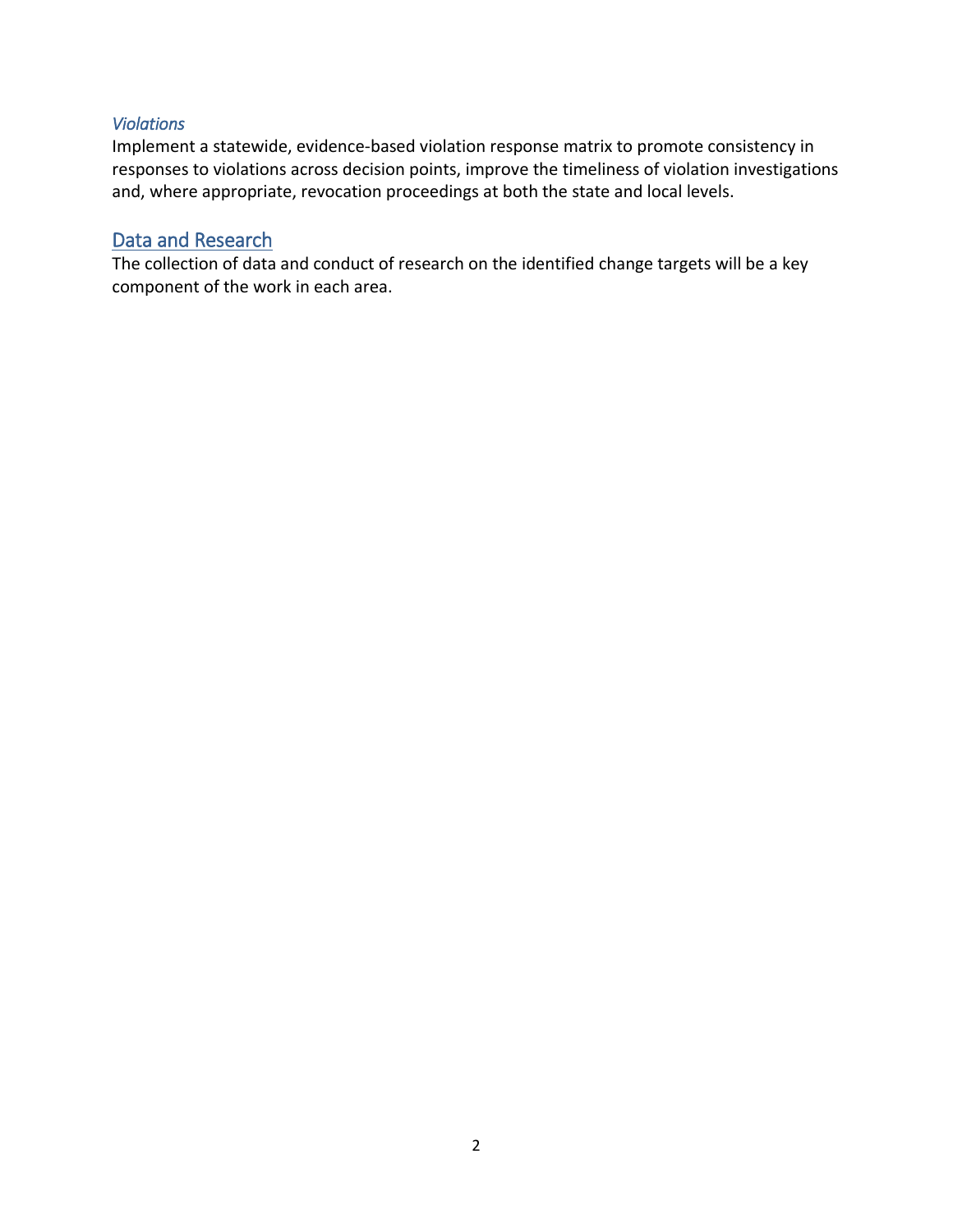### *Violations*

Implement a statewide, evidence-based violation response matrix to promote consistency in responses to violations across decision points, improve the timeliness of violation investigations and, where appropriate, revocation proceedings at both the state and local levels.

## Data and Research

The collection of data and conduct of research on the identified change targets will be a key component of the work in each area.